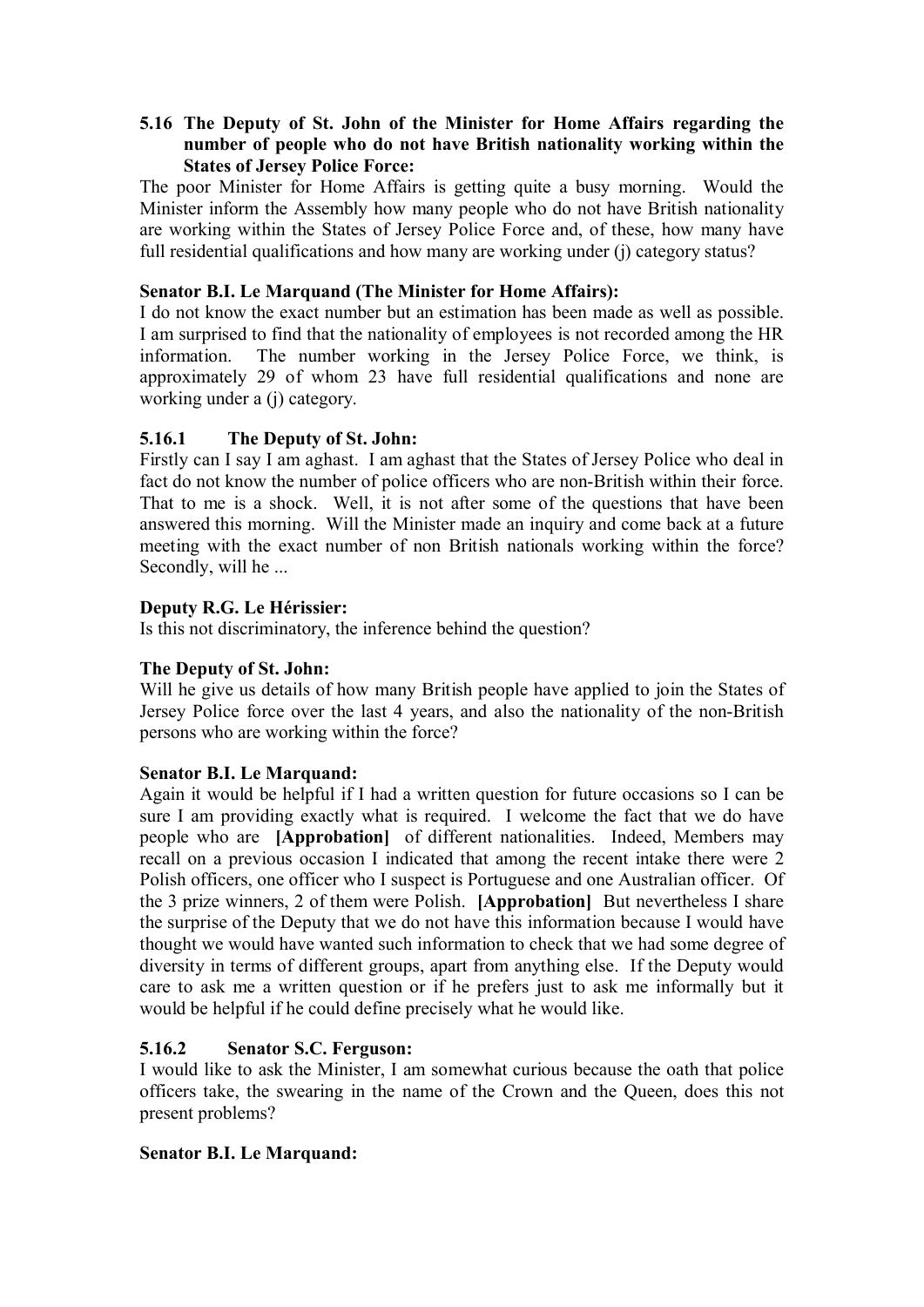**5.16 The Deputy of St. John of the Minister for Home Affairs regarding the number of people who do not have British nationality working within the States of Jersey Police Force:**

The poor Minister for Home Affairs is getting quite a busy morning. Would the Minister inform the Assembly how many people who do not have British nationality are working within the States of Jersey Police Force and, of these, how many have full residential qualifications and how many are working under (j) category status?

**Senator B.I. Le Marquand (The Minister for Home Affairs):**

I do not know the exact number but an estimation has been made as well as possible. I am surprised to find that the nationality of employees is not recorded among the HR information. The number working in the Jersey Police Force, we think, is approximately 29 of whom 23 have full residential qualifications and none are working under a (j) category.

**5.16.1 The Deputy of St. John:**

Firstly can I say I am aghast. I am aghast that the States of Jersey Police who deal in fact do not know the number of police officers who are non-British within their force. That to me is a shock. Well, it is not after some of the questions that have been answered this morning. Will the Minister made an inquiry and come back at a future meeting with the exact number of non British nationals working within the force? Secondly, will he ...

**Deputy R.G. Le Hérissier:**

Is this not discriminatory, the inference behind the question?

**The Deputy of St. John:**

Will he give us details of how many British people have applied to join the States of Jersey Police force over the last 4 years, and also the nationality of the non-British persons who are working within the force?

**Senator B.I. Le Marquand:**

Again it would be helpful if I had a written question for future occasions so I can be sure I am providing exactly what is required. I welcome the fact that we do have people who are **[Approbation]** of different nationalities. Indeed, Members may recall on a previous occasion I indicated that among the recent intake there were 2 Polish officers, one officer who I suspect is Portuguese and one Australian officer. Of the 3 prize winners, 2 of them were Polish. **[Approbation]** But nevertheless I share the surprise of the Deputy that we do not have this information because I would have thought we would have wanted such information to check that we had some degree of diversity in terms of different groups, apart from anything else. If the Deputy would care to ask me a written question or if he prefers just to ask me informally but it would be helpful if he could define precisely what he would like.

**5.16.2 Senator S.C. Ferguson:**

I would like to ask the Minister, I am somewhat curious because the oath that police officers take, the swearing in the name of the Crown and the Queen, does this not present problems?

**Senator B.I. Le Marquand:**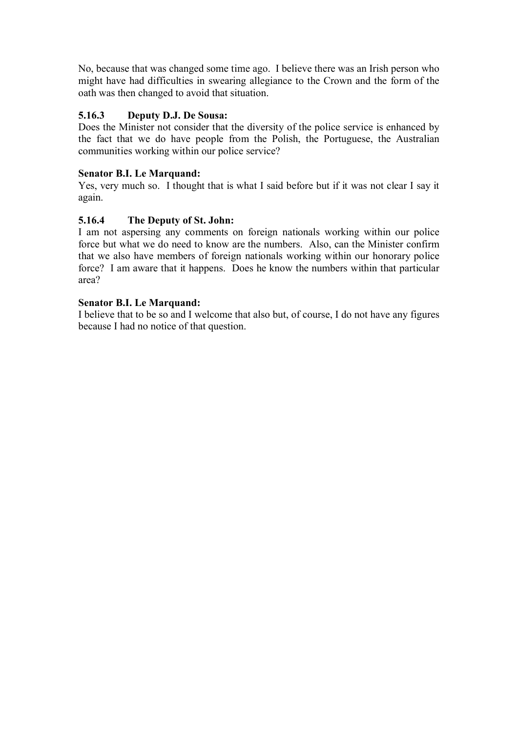No, because that was changed some time ago. I believe there was an Irish person who might have had difficulties in swearing allegiance to the Crown and the form of the oath was then changed to avoid that situation.

**5.16.3 Deputy D.J. De Sousa:**

Does the Minister not consider that the diversity of the police service is enhanced by the fact that we do have people from the Polish, the Portuguese, the Australian communities working within our police service?

**Senator B.I. Le Marquand:**

Yes, very much so. I thought that is what I said before but if it was not clear I say it again.

**5.16.4 The Deputy of St. John:**

I am not aspersing any comments on foreign nationals working within our police force but what we do need to know are the numbers. Also, can the Minister confirm that we also have members of foreign nationals working within our honorary police force? I am aware that it happens. Does he know the numbers within that particular area?

**Senator B.I. Le Marquand:**

I believe that to be so and I welcome that also but, of course, I do not have any figures because I had no notice of that question.